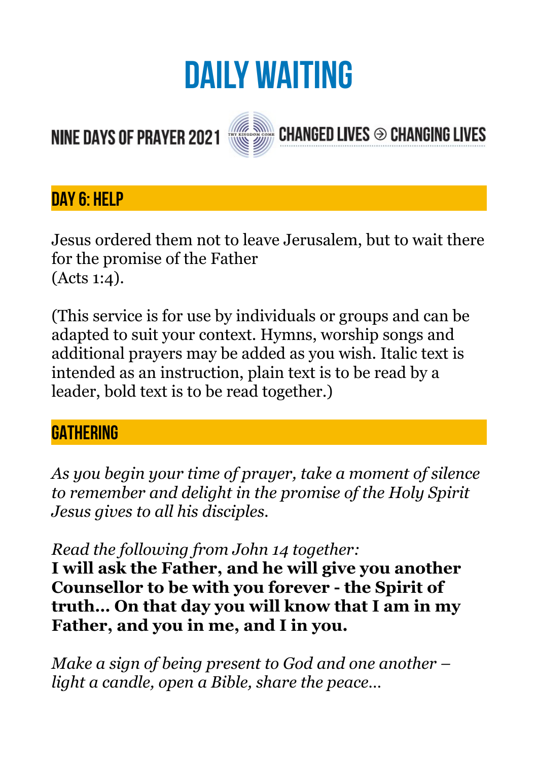# DAILY WAITING

NINE DAYS OF PRAYER 2021 CHANGED LIVES ⊖ CHANGING LIVES

## DAY 6: HELP

Jesus ordered them not to leave Jerusalem, but to wait there for the promise of the Father
(Acts 1:4).

(This service is for use by individuals or groups and can be adapted to suit your context. Hymns, worship songs and additional prayers may be added as you wish. Italic text is intended as an instruction, plain text is to be read by a leader, bold text is to be read together.)

## GATHERING

*As you begin your time of prayer, take a moment of silence to remember and delight in the promise of the Holy Spirit Jesus gives to all his disciples.*

*Read the following from John 14 together:*
**I will ask the Father, and he will give you another Counsellor to be with you forever - the Spirit of truth… On that day you will know that I am in my Father, and you in me, and I in you.**

*Make a sign of being present to God and one another – light a candle, open a Bible, share the peace…*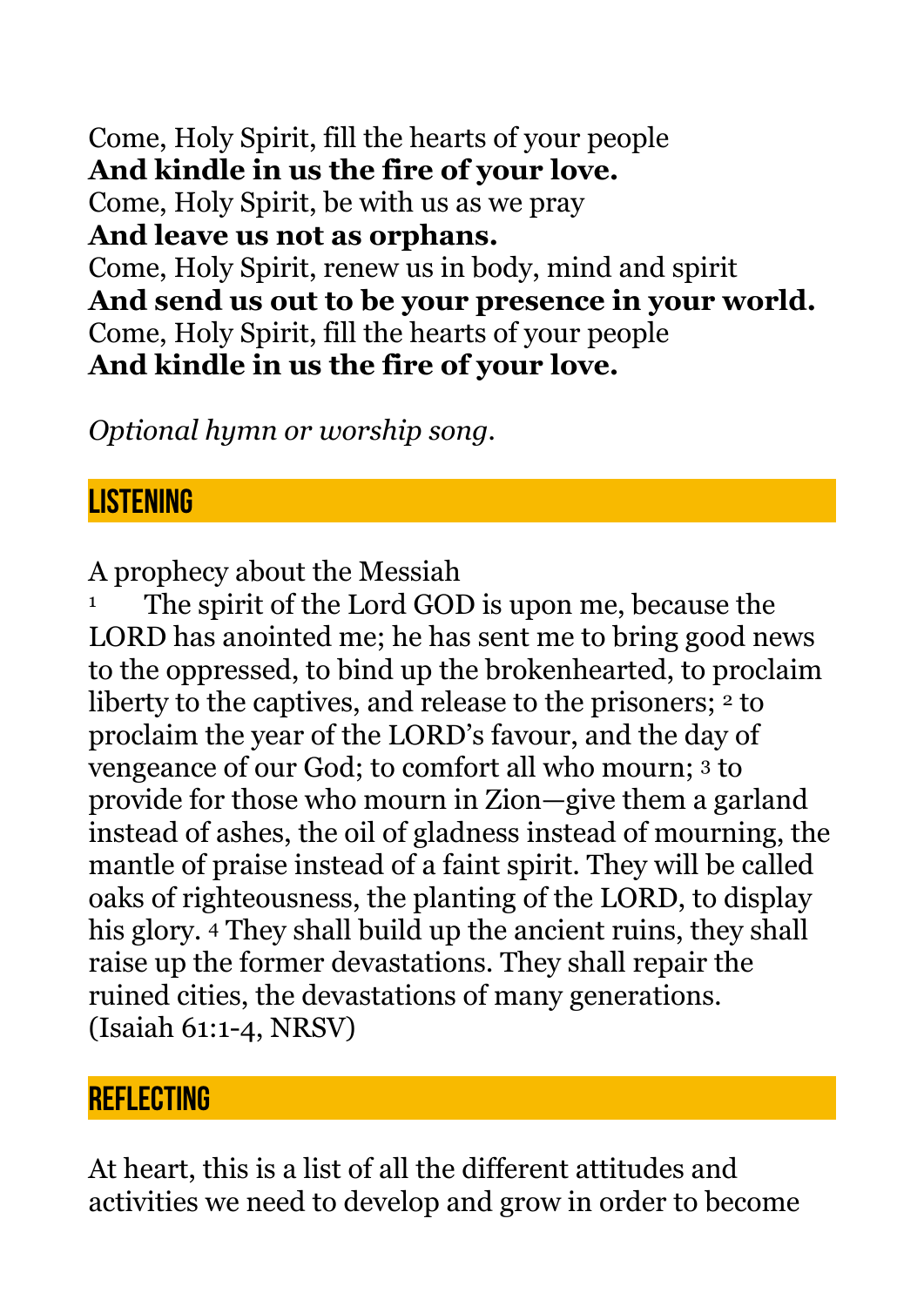Come, Holy Spirit, fill the hearts of your people
**And kindle in us the fire of your love.**
Come, Holy Spirit, be with us as we pray
**And leave us not as orphans.**
Come, Holy Spirit, renew us in body, mind and spirit
**And send us out to be your presence in your world.**
Come, Holy Spirit, fill the hearts of your people
**And kindle in us the fire of your love.**

*Optional hymn or worship song.*

## LISTENING

A prophecy about the Messiah
[1] The spirit of the Lord GOD is upon me, because the LORD has anointed me; he has sent me to bring good news to the oppressed, to bind up the brokenhearted, to proclaim liberty to the captives, and release to the prisoners; [2] to proclaim the year of the LORD's favour, and the day of vengeance of our God; to comfort all who mourn; [3] to provide for those who mourn in Zion—give them a garland instead of ashes, the oil of gladness instead of mourning, the mantle of praise instead of a faint spirit. They will be called oaks of righteousness, the planting of the LORD, to display his glory. [4] They shall build up the ancient ruins, they shall raise up the former devastations. They shall repair the ruined cities, the devastations of many generations.
(Isaiah 61:1-4, NRSV)

## REFLECTING

At heart, this is a list of all the different attitudes and activities we need to develop and grow in order to become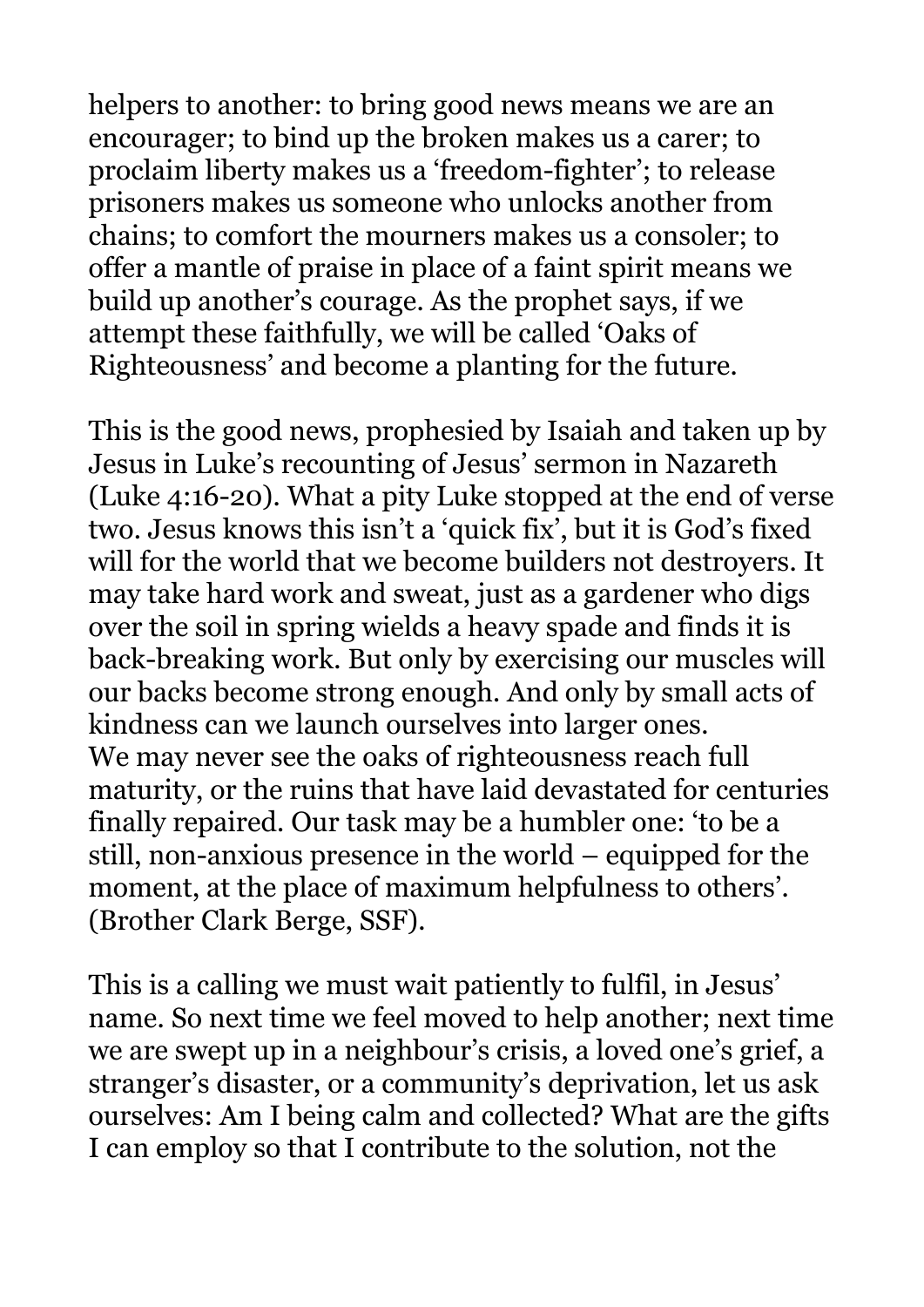helpers to another: to bring good news means we are an encourager; to bind up the broken makes us a carer; to proclaim liberty makes us a 'freedom-fighter'; to release prisoners makes us someone who unlocks another from chains; to comfort the mourners makes us a consoler; to offer a mantle of praise in place of a faint spirit means we build up another's courage. As the prophet says, if we attempt these faithfully, we will be called 'Oaks of Righteousness' and become a planting for the future.

This is the good news, prophesied by Isaiah and taken up by Jesus in Luke's recounting of Jesus' sermon in Nazareth (Luke 4:16-20). What a pity Luke stopped at the end of verse two. Jesus knows this isn't a 'quick fix', but it is God's fixed will for the world that we become builders not destroyers. It may take hard work and sweat, just as a gardener who digs over the soil in spring wields a heavy spade and finds it is back-breaking work. But only by exercising our muscles will our backs become strong enough. And only by small acts of kindness can we launch ourselves into larger ones.
We may never see the oaks of righteousness reach full maturity, or the ruins that have laid devastated for centuries finally repaired. Our task may be a humbler one: 'to be a still, non-anxious presence in the world – equipped for the moment, at the place of maximum helpfulness to others'. (Brother Clark Berge, SSF).

This is a calling we must wait patiently to fulfil, in Jesus' name. So next time we feel moved to help another; next time we are swept up in a neighbour's crisis, a loved one's grief, a stranger's disaster, or a community's deprivation, let us ask ourselves: Am I being calm and collected? What are the gifts I can employ so that I contribute to the solution, not the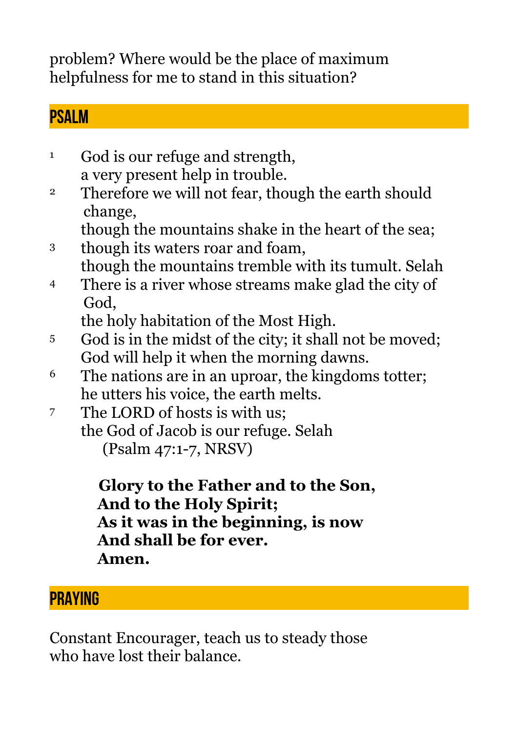problem? Where would be the place of maximum helpfulness for me to stand in this situation?

## PSALM

1 God is our refuge and strength,  
a very present help in trouble.  
2 Therefore we will not fear, though the earth should change,  
though the mountains shake in the heart of the sea;  
3 though its waters roar and foam,  
though the mountains tremble with its tumult. Selah  
4 There is a river whose streams make glad the city of God,  
the holy habitation of the Most High.  
5 God is in the midst of the city; it shall not be moved;  
God will help it when the morning dawns.  
6 The nations are in an uproar, the kingdoms totter;  
he utters his voice, the earth melts.  
7 The LORD of hosts is with us;  
the God of Jacob is our refuge. Selah  
(Psalm 47:1-7, NRSV)

**Glory to the Father and to the Son,**  
**And to the Holy Spirit;**  
**As it was in the beginning, is now**  
**And shall be for ever.**  
**Amen.**

## PRAYING

Constant Encourager, teach us to steady those who have lost their balance.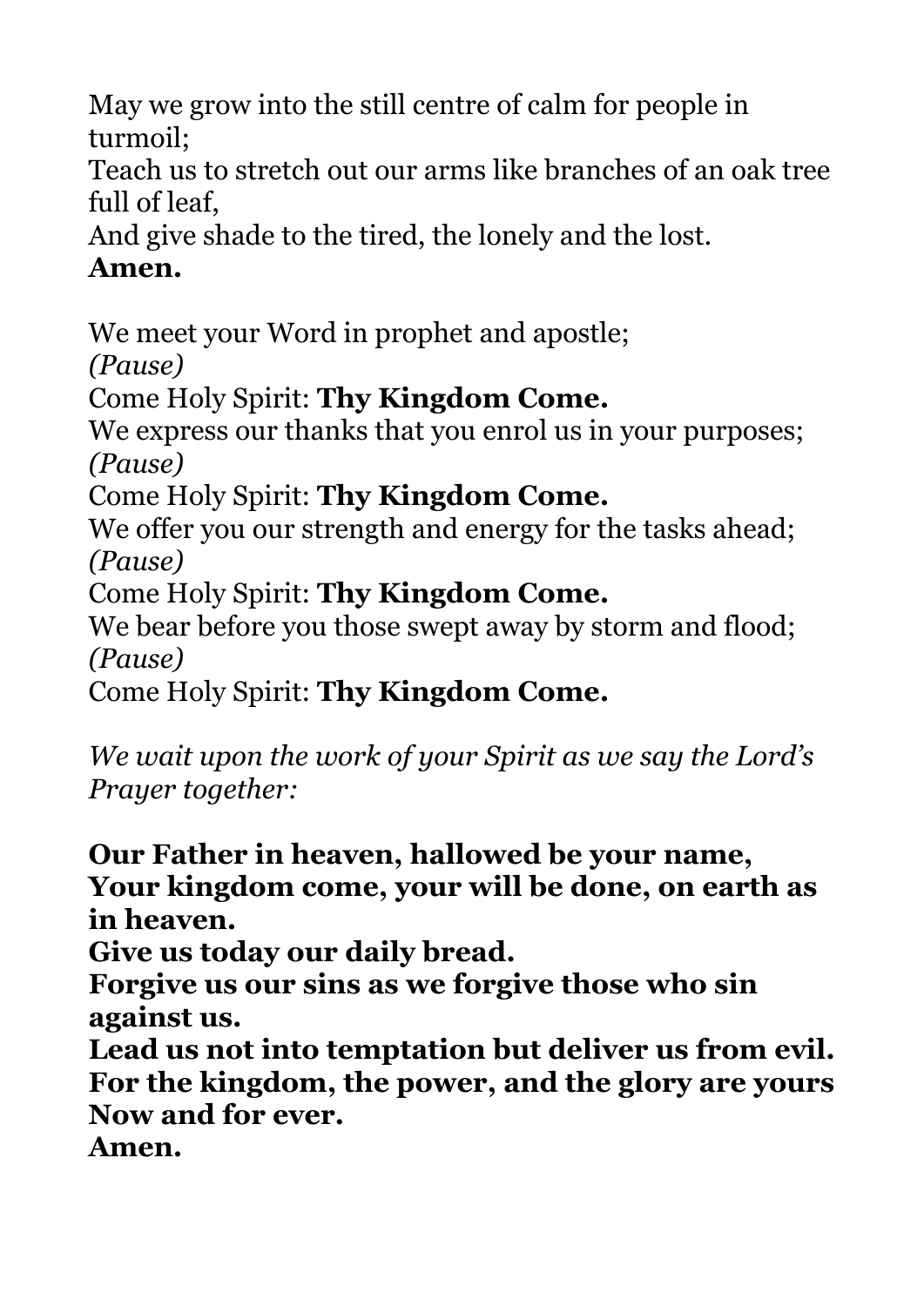May we grow into the still centre of calm for people in turmoil;
Teach us to stretch out our arms like branches of an oak tree full of leaf,
And give shade to the tired, the lonely and the lost.
**Amen.**

We meet your Word in prophet and apostle;
*(Pause)*
Come Holy Spirit: **Thy Kingdom Come.**
We express our thanks that you enrol us in your purposes;
*(Pause)*
Come Holy Spirit: **Thy Kingdom Come.**
We offer you our strength and energy for the tasks ahead;
*(Pause)*
Come Holy Spirit: **Thy Kingdom Come.**
We bear before you those swept away by storm and flood;
*(Pause)*
Come Holy Spirit: **Thy Kingdom Come.**

*We wait upon the work of your Spirit as we say the Lord's Prayer together:*

**Our Father in heaven, hallowed be your name,**
**Your kingdom come, your will be done, on earth as in heaven.**
**Give us today our daily bread.**
**Forgive us our sins as we forgive those who sin against us.**
**Lead us not into temptation but deliver us from evil.**
**For the kingdom, the power, and the glory are yours**
**Now and for ever.**
**Amen.**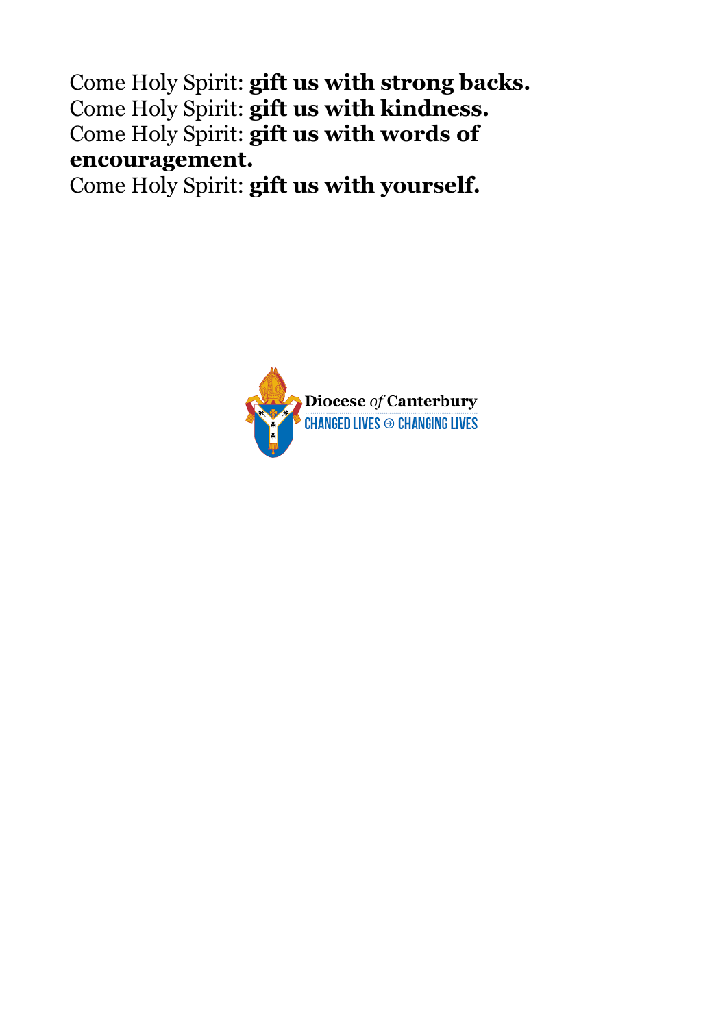Come Holy Spirit: **gift us with strong backs.**
Come Holy Spirit: **gift us with kindness.**
Come Holy Spirit: **gift us with words of encouragement.**
Come Holy Spirit: **gift us with yourself.**

Diocese *of* Canterbury
CHANGED LIVES ⊕ CHANGING LIVES